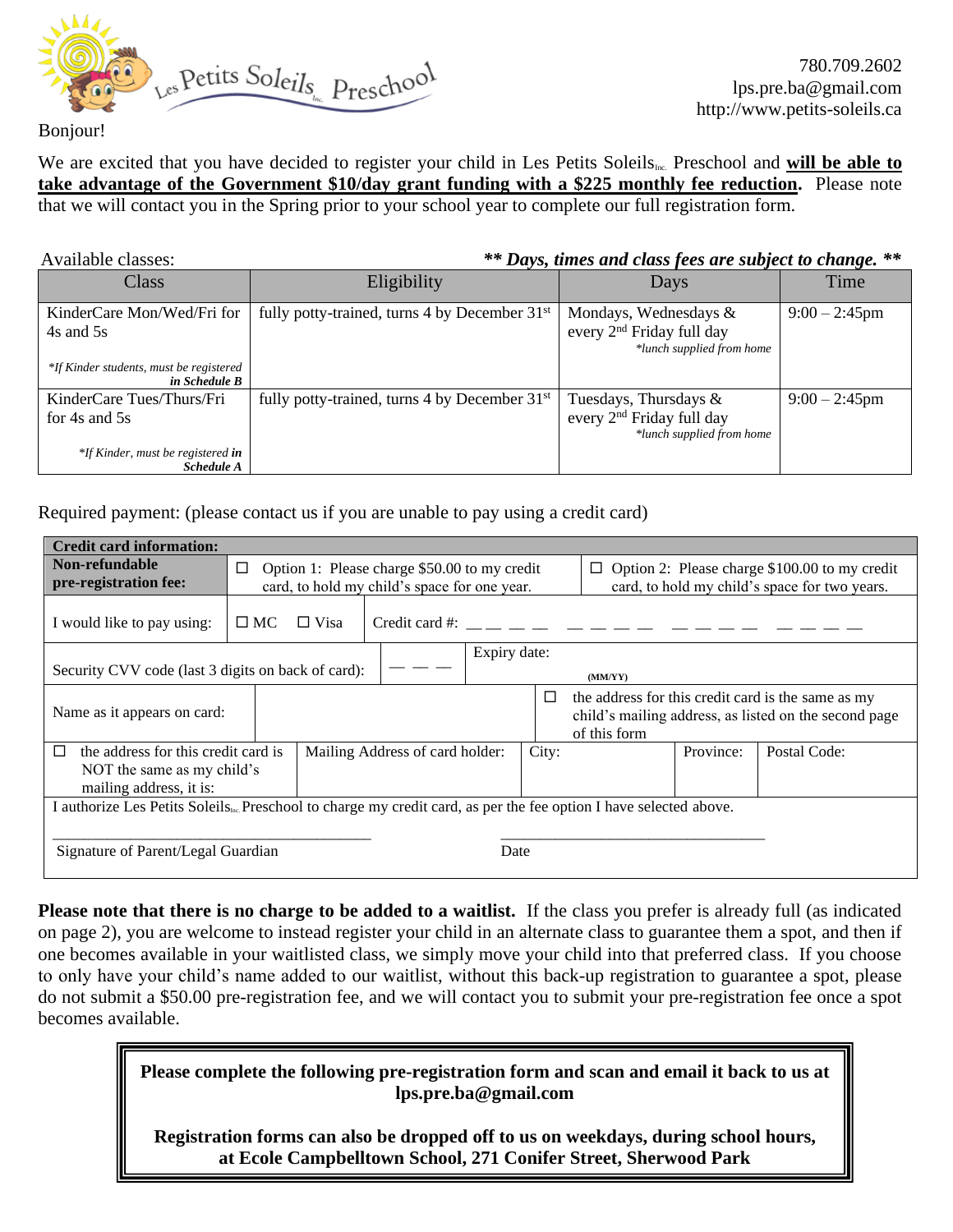Les Petits Soleils Inc. Preschool

780.709.2602
lps.pre.ba@gmail.com
http://www.petits-soleils.ca

Bonjour!

We are excited that you have decided to register your child in Les Petits Soleils Inc. Preschool and **will be able to take advantage of the Government $10/day grant funding with a $225 monthly fee reduction.** Please note that we will contact you in the Spring prior to your school year to complete our full registration form.

Available classes: ***\*\* Days, times and class fees are subject to change. \*\****

| Class | Eligibility | Days | Time |
|---|---|---|---|
| KinderCare Mon/Wed/Fri for 4s and 5s<br>*\*If Kinder students, must be registered **in Schedule B*** | fully potty-trained, turns 4 by December 31st | Mondays, Wednesdays & every 2nd Friday full day<br>*\*lunch supplied from home* | 9:00 – 2:45pm |
| KinderCare Tues/Thurs/Fri for 4s and 5s<br>*\*If Kinder, must be registered **in Schedule A*** | fully potty-trained, turns 4 by December 31st | Tuesdays, Thursdays & every 2nd Friday full day<br>*\*lunch supplied from home* | 9:00 – 2:45pm |

Required payment: (please contact us if you are unable to pay using a credit card)

| **Credit card information:** | | | |
|---|---|---|---|
| **Non-refundable pre-registration fee:** | ☐ Option 1: Please charge $50.00 to my credit card, to hold my child's space for one year. | ☐ Option 2: Please charge $100.00 to my credit card, to hold my child's space for two years. | |
| I would like to pay using: | ☐ MC ☐ Visa | Credit card #: \_ \_ \_ \_ \_ \_ \_ \_ \_ \_ \_ \_ \_ \_ \_ \_ | |
| Security CVV code (last 3 digits on back of card): | \_ \_ \_ | Expiry date: (MM/YY) | |
| Name as it appears on card: | | ☐ the address for this credit card is the same as my child's mailing address, as listed on the second page of this form | |
| ☐ the address for this credit card is NOT the same as my child's mailing address, it is: | Mailing Address of card holder: | City: | Province: Postal Code: |

I authorize Les Petits Soleils Inc. Preschool to charge my credit card, as per the fee option I have selected above.

\_\_\_\_\_\_\_\_\_\_\_\_\_\_\_\_\_\_\_\_\_\_\_\_\_\_\_\_\_\_\_\_\_\_\_\_\_\_ \_\_\_\_\_\_\_\_\_\_\_\_\_\_\_\_\_\_\_\_\_\_\_\_\_\_\_\_\_\_\_\_
Signature of Parent/Legal Guardian Date

**Please note that there is no charge to be added to a waitlist.** If the class you prefer is already full (as indicated on page 2), you are welcome to instead register your child in an alternate class to guarantee them a spot, and then if one becomes available in your waitlisted class, we simply move your child into that preferred class. If you choose to only have your child's name added to our waitlist, without this back-up registration to guarantee a spot, please do not submit a $50.00 pre-registration fee, and we will contact you to submit your pre-registration fee once a spot becomes available.

**Please complete the following pre-registration form and scan and email it back to us at lps.pre.ba@gmail.com**

**Registration forms can also be dropped off to us on weekdays, during school hours, at Ecole Campbelltown School, 271 Conifer Street, Sherwood Park**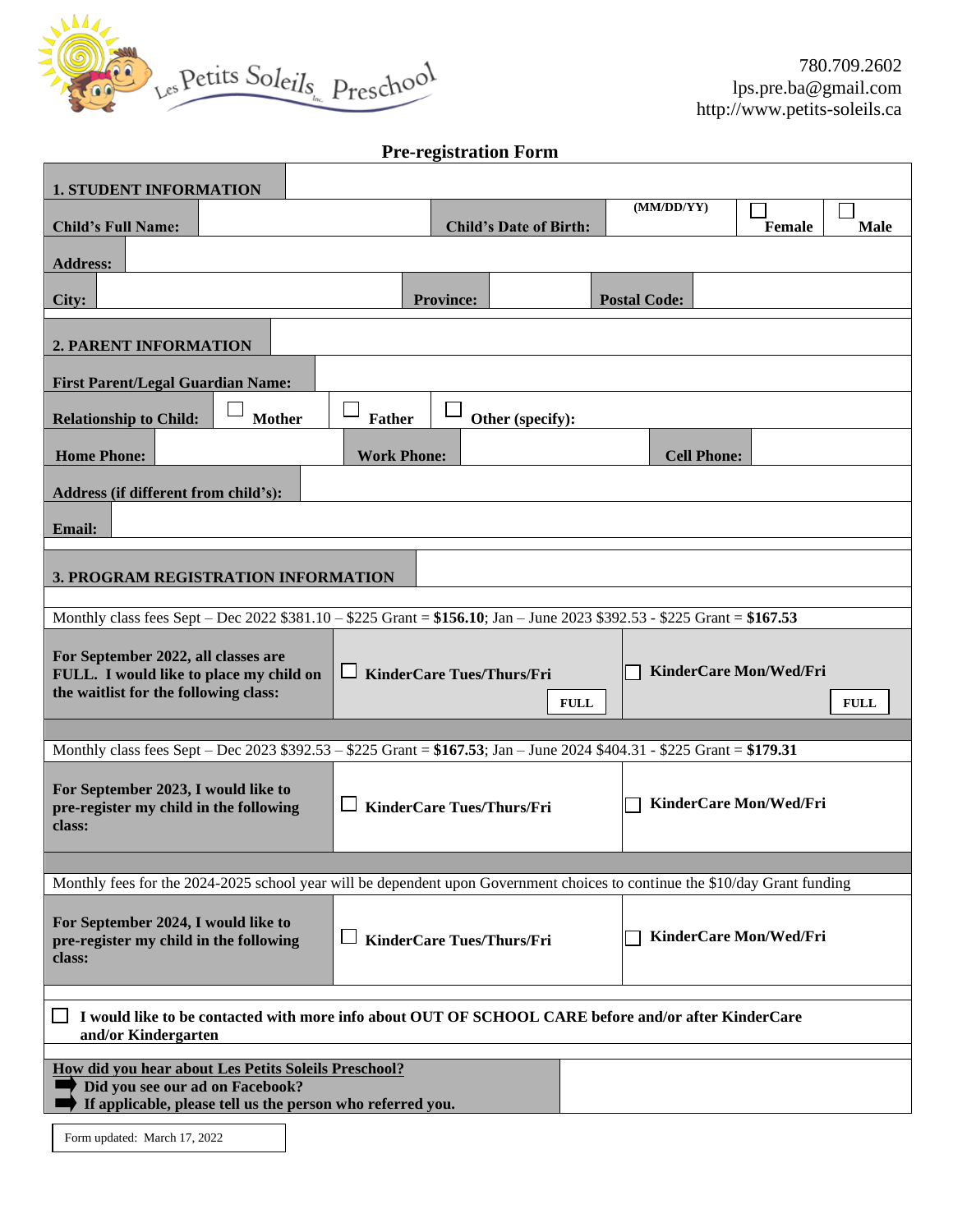Les Petits Soleils Preschool

780.709.2602
lps.pre.ba@gmail.com
http://www.petits-soleils.ca

## Pre-registration Form

| | | | | | | |
|---|---|---|---|---|---|---|
| **1. STUDENT INFORMATION** | | | | | | |
| **Child's Full Name:** | | **Child's Date of Birth:** | (MM/DD/YY) | ☐ **Female** | ☐ **Male** | |
| **Address:** | | | | | | |
| **City:** | | **Province:** | | **Postal Code:** | | |

| | | | | | |
|---|---|---|---|---|---|
| **2. PARENT INFORMATION** | | | | | |
| **First Parent/Legal Guardian Name:** | | | | | |
| **Relationship to Child:** | ☐ **Mother** | ☐ **Father** | ☐ **Other (specify):** | | |
| **Home Phone:** | | **Work Phone:** | | **Cell Phone:** | |
| **Address (if different from child's):** | | | | | |
| **Email:** | | | | | |

**3. PROGRAM REGISTRATION INFORMATION**

Monthly class fees Sept – Dec 2022 $381.10 – $225 Grant = **$156.10**; Jan – June 2023 $392.53 - $225 Grant = **$167.53**

| | | |
|---|---|---|
| **For September 2022, all classes are FULL. I would like to place my child on the waitlist for the following class:** | ☐ **KinderCare Tues/Thurs/Fri** **FULL** | ☐ **KinderCare Mon/Wed/Fri** **FULL** |

Monthly class fees Sept – Dec 2023 $392.53 – $225 Grant = **$167.53**; Jan – June 2024 $404.31 - $225 Grant = **$179.31**

| | | |
|---|---|---|
| **For September 2023, I would like to pre-register my child in the following class:** | ☐ **KinderCare Tues/Thurs/Fri** | ☐ **KinderCare Mon/Wed/Fri** |

Monthly fees for the 2024-2025 school year will be dependent upon Government choices to continue the $10/day Grant funding

| | | |
|---|---|---|
| **For September 2024, I would like to pre-register my child in the following class:** | ☐ **KinderCare Tues/Thurs/Fri** | ☐ **KinderCare Mon/Wed/Fri** |

☐ **I would like to be contacted with more info about OUT OF SCHOOL CARE before and/or after KinderCare and/or Kindergarten**

| | |
|---|---|
| **How did you hear about Les Petits Soleils Preschool?** ➡ **Did you see our ad on Facebook?** ➡ **If applicable, please tell us the person who referred you.** | |

Form updated: March 17, 2022